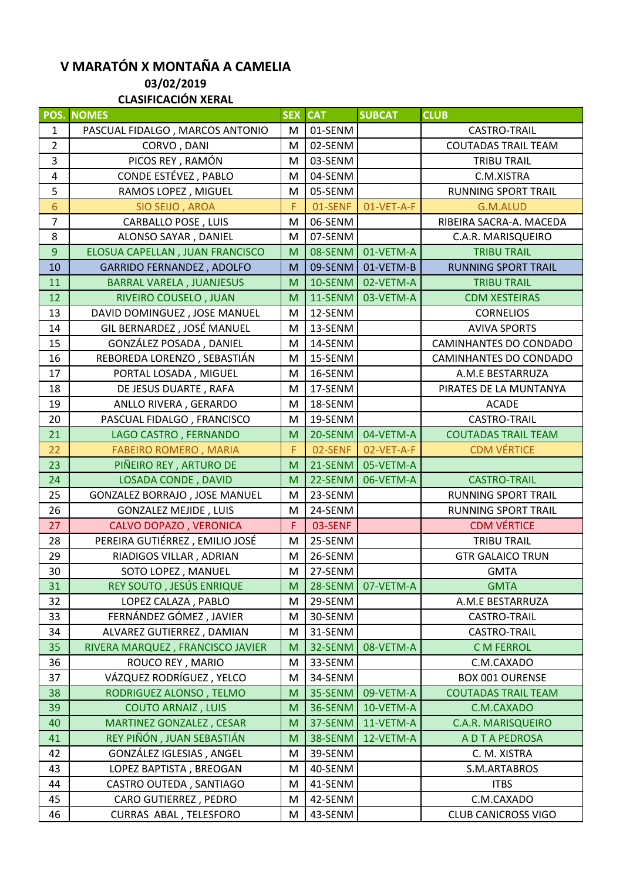# V MARATÓN X MONTAÑA A CAMELIA

**03/02/2019**

**CLASIFICACIÓN XERAL**

| POS. | NOMES | SEX | CAT | SUBCAT | CLUB |
|---|---|---|---|---|---|
| 1 | PASCUAL FIDALGO , MARCOS ANTONIO | M | 01-SENM | | CASTRO-TRAIL |
| 2 | CORVO , DANI | M | 02-SENM | | COUTADAS TRAIL TEAM |
| 3 | PICOS REY , RAMÓN | M | 03-SENM | | TRIBU TRAIL |
| 4 | CONDE ESTÉVEZ , PABLO | M | 04-SENM | | C.M.XISTRA |
| 5 | RAMOS LOPEZ , MIGUEL | M | 05-SENM | | RUNNING SPORT TRAIL |
| 6 | SIO SEIJO , AROA | F | 01-SENF | 01-VET-A-F | G.M.ALUD |
| 7 | CARBALLO POSE , LUIS | M | 06-SENM | | RIBEIRA SACRA-A. MACEDA |
| 8 | ALONSO SAYAR , DANIEL | M | 07-SENM | | C.A.R. MARISQUEIRO |
| 9 | ELOSUA CAPELLAN , JUAN FRANCISCO | M | 08-SENM | 01-VETM-A | TRIBU TRAIL |
| 10 | GARRIDO FERNANDEZ , ADOLFO | M | 09-SENM | 01-VETM-B | RUNNING SPORT TRAIL |
| 11 | BARRAL VARELA , JUANJESUS | M | 10-SENM | 02-VETM-A | TRIBU TRAIL |
| 12 | RIVEIRO COUSELO , JUAN | M | 11-SENM | 03-VETM-A | CDM XESTEIRAS |
| 13 | DAVID DOMINGUEZ , JOSE MANUEL | M | 12-SENM | | CORNELIOS |
| 14 | GIL BERNARDEZ , JOSÉ MANUEL | M | 13-SENM | | AVIVA SPORTS |
| 15 | GONZÁLEZ POSADA , DANIEL | M | 14-SENM | | CAMINHANTES DO CONDADO |
| 16 | REBOREDA LORENZO , SEBASTIÁN | M | 15-SENM | | CAMINHANTES DO CONDADO |
| 17 | PORTAL LOSADA , MIGUEL | M | 16-SENM | | A.M.E BESTARRUZA |
| 18 | DE JESUS DUARTE , RAFA | M | 17-SENM | | PIRATES DE LA MUNTANYA |
| 19 | ANLLO RIVERA , GERARDO | M | 18-SENM | | ACADE |
| 20 | PASCUAL FIDALGO , FRANCISCO | M | 19-SENM | | CASTRO-TRAIL |
| 21 | LAGO CASTRO , FERNANDO | M | 20-SENM | 04-VETM-A | COUTADAS TRAIL TEAM |
| 22 | FABEIRO ROMERO , MARIA | F | 02-SENF | 02-VET-A-F | CDM VÉRTICE |
| 23 | PIÑEIRO REY , ARTURO DE | M | 21-SENM | 05-VETM-A | |
| 24 | LOSADA CONDE , DAVID | M | 22-SENM | 06-VETM-A | CASTRO-TRAIL |
| 25 | GONZALEZ BORRAJO , JOSE MANUEL | M | 23-SENM | | RUNNING SPORT TRAIL |
| 26 | GONZALEZ MEJIDE , LUIS | M | 24-SENM | | RUNNING SPORT TRAIL |
| 27 | CALVO DOPAZO , VERONICA | F | 03-SENF | | CDM VÉRTICE |
| 28 | PEREIRA GUTIÉRREZ , EMILIO JOSÉ | M | 25-SENM | | TRIBU TRAIL |
| 29 | RIADIGOS VILLAR , ADRIAN | M | 26-SENM | | GTR GALAICO TRUN |
| 30 | SOTO LOPEZ , MANUEL | M | 27-SENM | | GMTA |
| 31 | REY SOUTO , JESÚS ENRIQUE | M | 28-SENM | 07-VETM-A | GMTA |
| 32 | LOPEZ CALAZA , PABLO | M | 29-SENM | | A.M.E BESTARRUZA |
| 33 | FERNÁNDEZ GÓMEZ , JAVIER | M | 30-SENM | | CASTRO-TRAIL |
| 34 | ALVAREZ GUTIERREZ , DAMIAN | M | 31-SENM | | CASTRO-TRAIL |
| 35 | RIVERA MARQUEZ , FRANCISCO JAVIER | M | 32-SENM | 08-VETM-A | C M FERROL |
| 36 | ROUCO REY , MARIO | M | 33-SENM | | C.M.CAXADO |
| 37 | VÁZQUEZ RODRÍGUEZ , YELCO | M | 34-SENM | | BOX 001 OURENSE |
| 38 | RODRIGUEZ ALONSO , TELMO | M | 35-SENM | 09-VETM-A | COUTADAS TRAIL TEAM |
| 39 | COUTO ARNAIZ , LUIS | M | 36-SENM | 10-VETM-A | C.M.CAXADO |
| 40 | MARTINEZ GONZALEZ , CESAR | M | 37-SENM | 11-VETM-A | C.A.R. MARISQUEIRO |
| 41 | REY PIÑÓN , JUAN SEBASTIÁN | M | 38-SENM | 12-VETM-A | A D T A PEDROSA |
| 42 | GONZÁLEZ IGLESIAS , ANGEL | M | 39-SENM | | C. M. XISTRA |
| 43 | LOPEZ BAPTISTA , BREOGAN | M | 40-SENM | | S.M.ARTABROS |
| 44 | CASTRO OUTEDA , SANTIAGO | M | 41-SENM | | ITBS |
| 45 | CARO GUTIERREZ , PEDRO | M | 42-SENM | | C.M.CAXADO |
| 46 | CURRAS ABAL , TELESFORO | M | 43-SENM | | CLUB CANICROSS VIGO |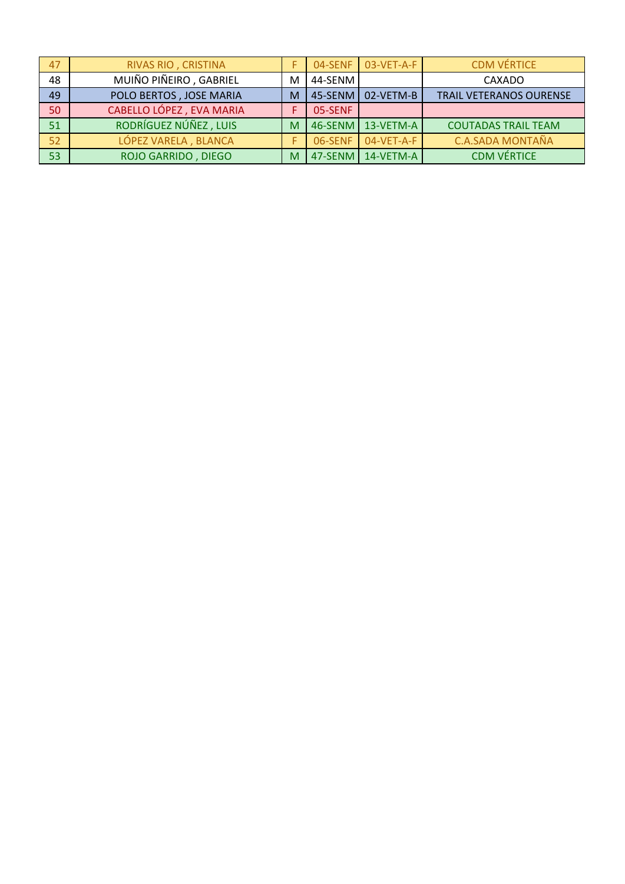| | | | | | |
|---|---|---|---|---|---|
| 47 | RIVAS RIO , CRISTINA | F | 04-SENF | 03-VET-A-F | CDM VÉRTICE |
| 48 | MUIÑO PIÑEIRO , GABRIEL | M | 44-SENM | | CAXADO |
| 49 | POLO BERTOS , JOSE MARIA | M | 45-SENM | 02-VETM-B | TRAIL VETERANOS OURENSE |
| 50 | CABELLO LÓPEZ , EVA MARIA | F | 05-SENF | | |
| 51 | RODRÍGUEZ NÚÑEZ , LUIS | M | 46-SENM | 13-VETM-A | COUTADAS TRAIL TEAM |
| 52 | LÓPEZ VARELA , BLANCA | F | 06-SENF | 04-VET-A-F | C.A.SADA MONTAÑA |
| 53 | ROJO GARRIDO , DIEGO | M | 47-SENM | 14-VETM-A | CDM VÉRTICE |